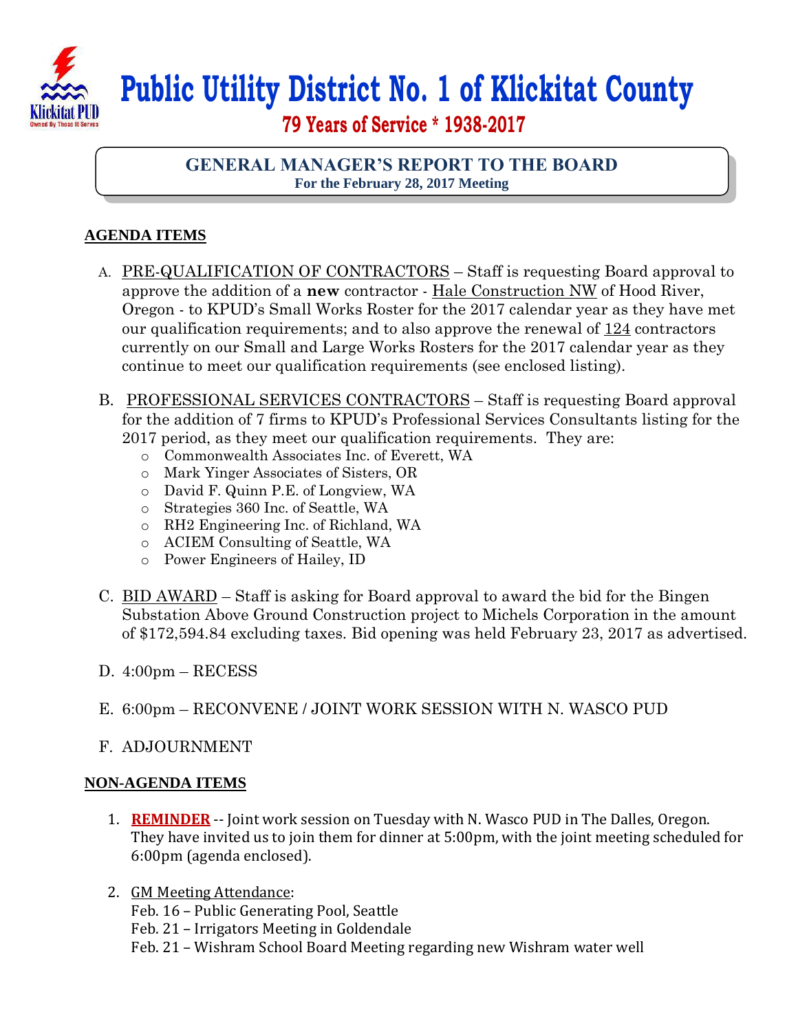# Public Utility District No. 1 of Klickitat County

## 79 Years of Service * 1938-2017

### GENERAL MANAGER'S REPORT TO THE BOARD

**For the February 28, 2017 Meeting**

**AGENDA ITEMS**

A. PRE-QUALIFICATION OF CONTRACTORS – Staff is requesting Board approval to approve the addition of a **new** contractor - Hale Construction NW of Hood River, Oregon - to KPUD's Small Works Roster for the 2017 calendar year as they have met our qualification requirements; and to also approve the renewal of 124 contractors currently on our Small and Large Works Rosters for the 2017 calendar year as they continue to meet our qualification requirements (see enclosed listing).

B. PROFESSIONAL SERVICES CONTRACTORS – Staff is requesting Board approval for the addition of 7 firms to KPUD's Professional Services Consultants listing for the 2017 period, as they meet our qualification requirements. They are:
   - Commonwealth Associates Inc. of Everett, WA
   - Mark Yinger Associates of Sisters, OR
   - David F. Quinn P.E. of Longview, WA
   - Strategies 360 Inc. of Seattle, WA
   - RH2 Engineering Inc. of Richland, WA
   - ACIEM Consulting of Seattle, WA
   - Power Engineers of Hailey, ID

C. BID AWARD – Staff is asking for Board approval to award the bid for the Bingen Substation Above Ground Construction project to Michels Corporation in the amount of $172,594.84 excluding taxes. Bid opening was held February 23, 2017 as advertised.

D. 4:00pm – RECESS

E. 6:00pm – RECONVENE / JOINT WORK SESSION WITH N. WASCO PUD

F. ADJOURNMENT

**NON-AGENDA ITEMS**

1. **REMINDER** -- Joint work session on Tuesday with N. Wasco PUD in The Dalles, Oregon. They have invited us to join them for dinner at 5:00pm, with the joint meeting scheduled for 6:00pm (agenda enclosed).

2. GM Meeting Attendance:
   Feb. 16 – Public Generating Pool, Seattle
   Feb. 21 – Irrigators Meeting in Goldendale
   Feb. 21 – Wishram School Board Meeting regarding new Wishram water well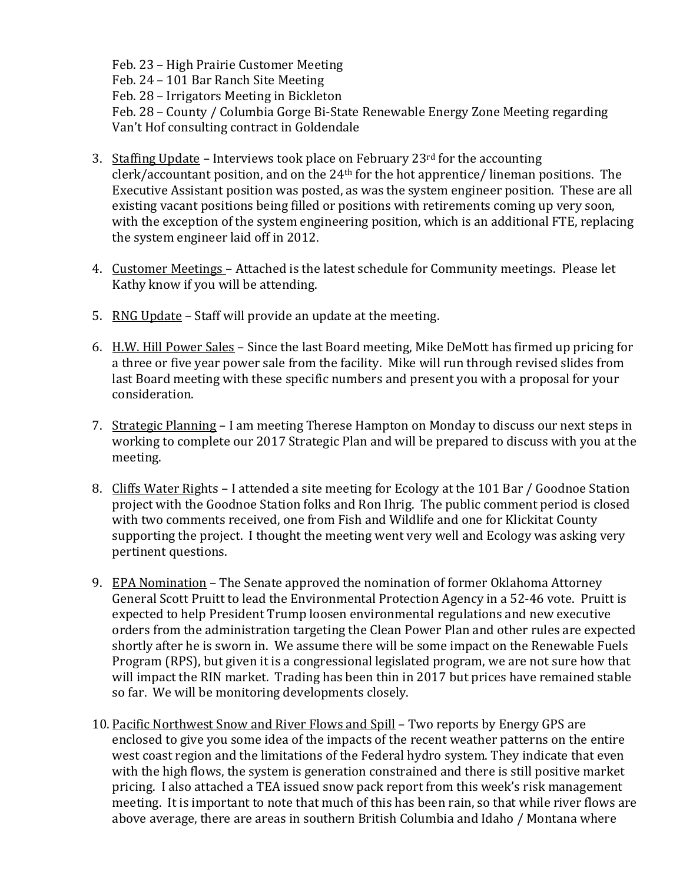Feb. 23 – High Prairie Customer Meeting
Feb. 24 – 101 Bar Ranch Site Meeting
Feb. 28 – Irrigators Meeting in Bickleton
Feb. 28 – County / Columbia Gorge Bi-State Renewable Energy Zone Meeting regarding Van't Hof consulting contract in Goldendale

3. Staffing Update – Interviews took place on February 23rd for the accounting clerk/accountant position, and on the 24th for the hot apprentice/ lineman positions. The Executive Assistant position was posted, as was the system engineer position. These are all existing vacant positions being filled or positions with retirements coming up very soon, with the exception of the system engineering position, which is an additional FTE, replacing the system engineer laid off in 2012.

4. Customer Meetings – Attached is the latest schedule for Community meetings. Please let Kathy know if you will be attending.

5. RNG Update – Staff will provide an update at the meeting.

6. H.W. Hill Power Sales – Since the last Board meeting, Mike DeMott has firmed up pricing for a three or five year power sale from the facility. Mike will run through revised slides from last Board meeting with these specific numbers and present you with a proposal for your consideration.

7. Strategic Planning – I am meeting Therese Hampton on Monday to discuss our next steps in working to complete our 2017 Strategic Plan and will be prepared to discuss with you at the meeting.

8. Cliffs Water Rights – I attended a site meeting for Ecology at the 101 Bar / Goodnoe Station project with the Goodnoe Station folks and Ron Ihrig. The public comment period is closed with two comments received, one from Fish and Wildlife and one for Klickitat County supporting the project. I thought the meeting went very well and Ecology was asking very pertinent questions.

9. EPA Nomination – The Senate approved the nomination of former Oklahoma Attorney General Scott Pruitt to lead the Environmental Protection Agency in a 52-46 vote. Pruitt is expected to help President Trump loosen environmental regulations and new executive orders from the administration targeting the Clean Power Plan and other rules are expected shortly after he is sworn in. We assume there will be some impact on the Renewable Fuels Program (RPS), but given it is a congressional legislated program, we are not sure how that will impact the RIN market. Trading has been thin in 2017 but prices have remained stable so far. We will be monitoring developments closely.

10. Pacific Northwest Snow and River Flows and Spill – Two reports by Energy GPS are enclosed to give you some idea of the impacts of the recent weather patterns on the entire west coast region and the limitations of the Federal hydro system. They indicate that even with the high flows, the system is generation constrained and there is still positive market pricing. I also attached a TEA issued snow pack report from this week's risk management meeting. It is important to note that much of this has been rain, so that while river flows are above average, there are areas in southern British Columbia and Idaho / Montana where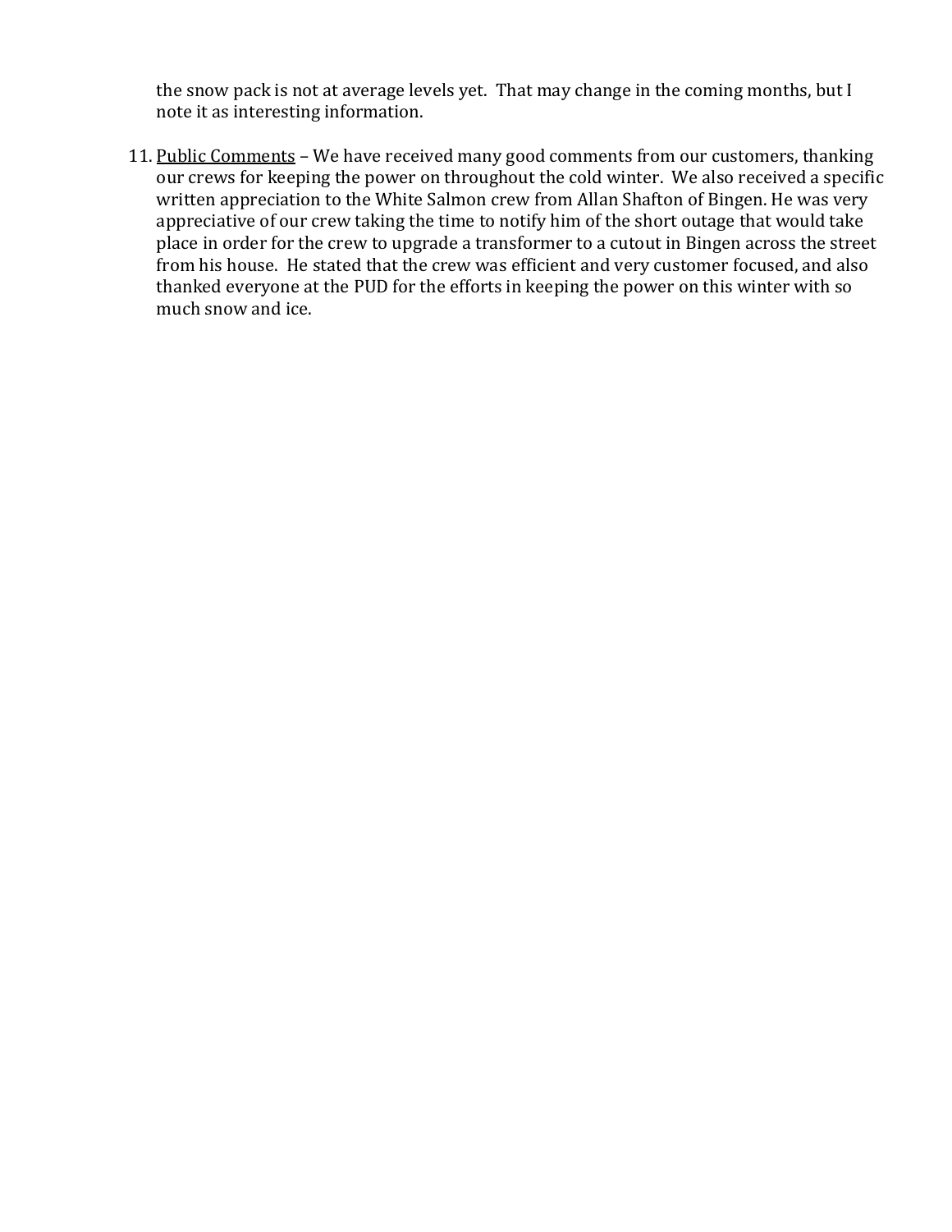the snow pack is not at average levels yet. That may change in the coming months, but I note it as interesting information.

11. <u>Public Comments</u> – We have received many good comments from our customers, thanking our crews for keeping the power on throughout the cold winter. We also received a specific written appreciation to the White Salmon crew from Allan Shafton of Bingen. He was very appreciative of our crew taking the time to notify him of the short outage that would take place in order for the crew to upgrade a transformer to a cutout in Bingen across the street from his house. He stated that the crew was efficient and very customer focused, and also thanked everyone at the PUD for the efforts in keeping the power on this winter with so much snow and ice.